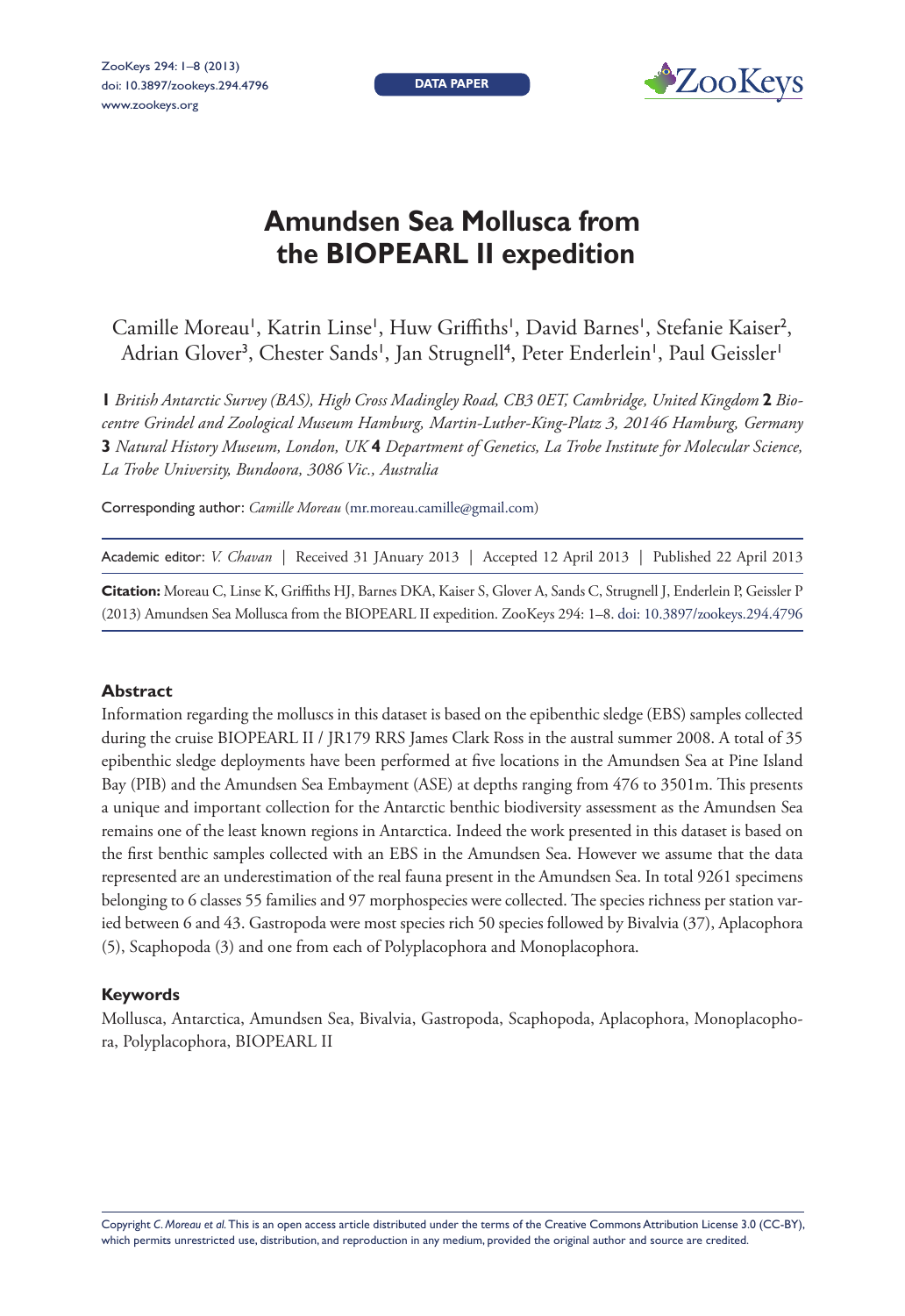DATA PAPER

# Amundsen Sea Mollusca from the BIOPEARL II expedition

Camille Moreau[1], Katrin Linse[1], Huw Griffiths[1], David Barnes[1], Stefanie Kaiser[2], Adrian Glover[3], Chester Sands[1], Jan Strugnell[4], Peter Enderlein[1], Paul Geissler[1]

**1** *British Antarctic Survey (BAS), High Cross Madingley Road, CB3 0ET, Cambridge, United Kingdom* **2** *Biocentre Grindel and Zoological Museum Hamburg, Martin-Luther-King-Platz 3, 20146 Hamburg, Germany* **3** *Natural History Museum, London, UK* **4** *Department of Genetics, La Trobe Institute for Molecular Science, La Trobe University, Bundoora, 3086 Vic., Australia*

Corresponding author: *Camille Moreau* (mr.moreau.camille@gmail.com)

Academic editor: *V. Chavan* | Received 31 JAnuary 2013 | Accepted 12 April 2013 | Published 22 April 2013

**Citation:** Moreau C, Linse K, Griffiths HJ, Barnes DKA, Kaiser S, Glover A, Sands C, Strugnell J, Enderlein P, Geissler P (2013) Amundsen Sea Mollusca from the BIOPEARL II expedition. ZooKeys 294: 1–8. doi: 10.3897/zookeys.294.4796

## Abstract

Information regarding the molluscs in this dataset is based on the epibenthic sledge (EBS) samples collected during the cruise BIOPEARL II / JR179 RRS James Clark Ross in the austral summer 2008. A total of 35 epibenthic sledge deployments have been performed at five locations in the Amundsen Sea at Pine Island Bay (PIB) and the Amundsen Sea Embayment (ASE) at depths ranging from 476 to 3501m. This presents a unique and important collection for the Antarctic benthic biodiversity assessment as the Amundsen Sea remains one of the least known regions in Antarctica. Indeed the work presented in this dataset is based on the first benthic samples collected with an EBS in the Amundsen Sea. However we assume that the data represented are an underestimation of the real fauna present in the Amundsen Sea. In total 9261 specimens belonging to 6 classes 55 families and 97 morphospecies were collected. The species richness per station varied between 6 and 43. Gastropoda were most species rich 50 species followed by Bivalvia (37), Aplacophora (5), Scaphopoda (3) and one from each of Polyplacophora and Monoplacophora.

## Keywords

Mollusca, Antarctica, Amundsen Sea, Bivalvia, Gastropoda, Scaphopoda, Aplacophora, Monoplacophora, Polyplacophora, BIOPEARL II

Copyright *C. Moreau et al.* This is an open access article distributed under the terms of the Creative Commons Attribution License 3.0 (CC-BY), which permits unrestricted use, distribution, and reproduction in any medium, provided the original author and source are credited.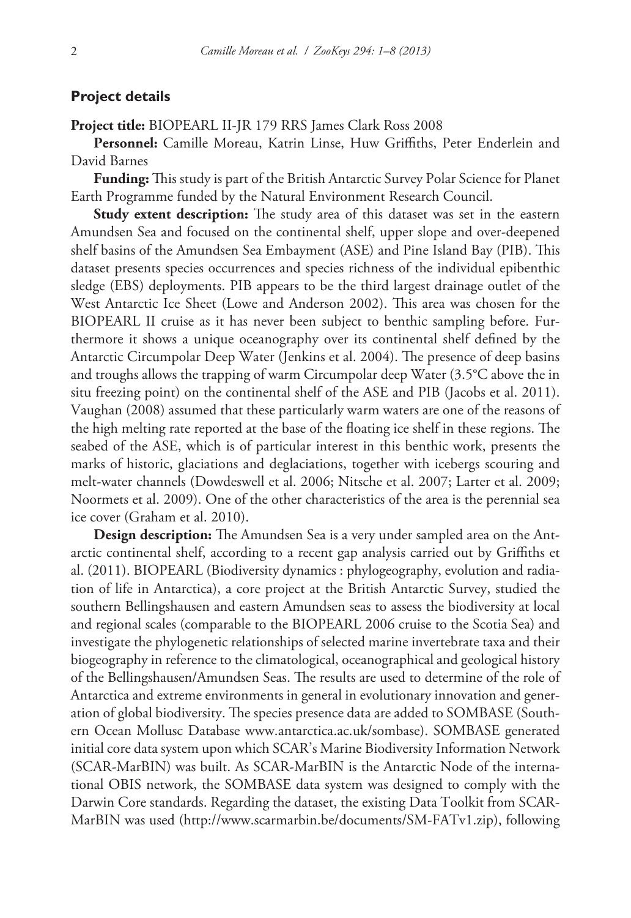## Project details

**Project title:** BIOPEARL II-JR 179 RRS James Clark Ross 2008

**Personnel:** Camille Moreau, Katrin Linse, Huw Griffiths, Peter Enderlein and David Barnes

**Funding:** This study is part of the British Antarctic Survey Polar Science for Planet Earth Programme funded by the Natural Environment Research Council.

**Study extent description:** The study area of this dataset was set in the eastern Amundsen Sea and focused on the continental shelf, upper slope and over-deepened shelf basins of the Amundsen Sea Embayment (ASE) and Pine Island Bay (PIB). This dataset presents species occurrences and species richness of the individual epibenthic sledge (EBS) deployments. PIB appears to be the third largest drainage outlet of the West Antarctic Ice Sheet (Lowe and Anderson 2002). This area was chosen for the BIOPEARL II cruise as it has never been subject to benthic sampling before. Furthermore it shows a unique oceanography over its continental shelf defined by the Antarctic Circumpolar Deep Water (Jenkins et al. 2004). The presence of deep basins and troughs allows the trapping of warm Circumpolar deep Water (3.5°C above the in situ freezing point) on the continental shelf of the ASE and PIB (Jacobs et al. 2011). Vaughan (2008) assumed that these particularly warm waters are one of the reasons of the high melting rate reported at the base of the floating ice shelf in these regions. The seabed of the ASE, which is of particular interest in this benthic work, presents the marks of historic, glaciations and deglaciations, together with icebergs scouring and melt-water channels (Dowdeswell et al. 2006; Nitsche et al. 2007; Larter et al. 2009; Noormets et al. 2009). One of the other characteristics of the area is the perennial sea ice cover (Graham et al. 2010).

**Design description:** The Amundsen Sea is a very under sampled area on the Antarctic continental shelf, according to a recent gap analysis carried out by Griffiths et al. (2011). BIOPEARL (Biodiversity dynamics : phylogeography, evolution and radiation of life in Antarctica), a core project at the British Antarctic Survey, studied the southern Bellingshausen and eastern Amundsen seas to assess the biodiversity at local and regional scales (comparable to the BIOPEARL 2006 cruise to the Scotia Sea) and investigate the phylogenetic relationships of selected marine invertebrate taxa and their biogeography in reference to the climatological, oceanographical and geological history of the Bellingshausen/Amundsen Seas. The results are used to determine of the role of Antarctica and extreme environments in general in evolutionary innovation and generation of global biodiversity. The species presence data are added to SOMBASE (Southern Ocean Mollusc Database www.antarctica.ac.uk/sombase). SOMBASE generated initial core data system upon which SCAR's Marine Biodiversity Information Network (SCAR-MarBIN) was built. As SCAR-MarBIN is the Antarctic Node of the international OBIS network, the SOMBASE data system was designed to comply with the Darwin Core standards. Regarding the dataset, the existing Data Toolkit from SCAR-MarBIN was used (http://www.scarmarbin.be/documents/SM-FATv1.zip), following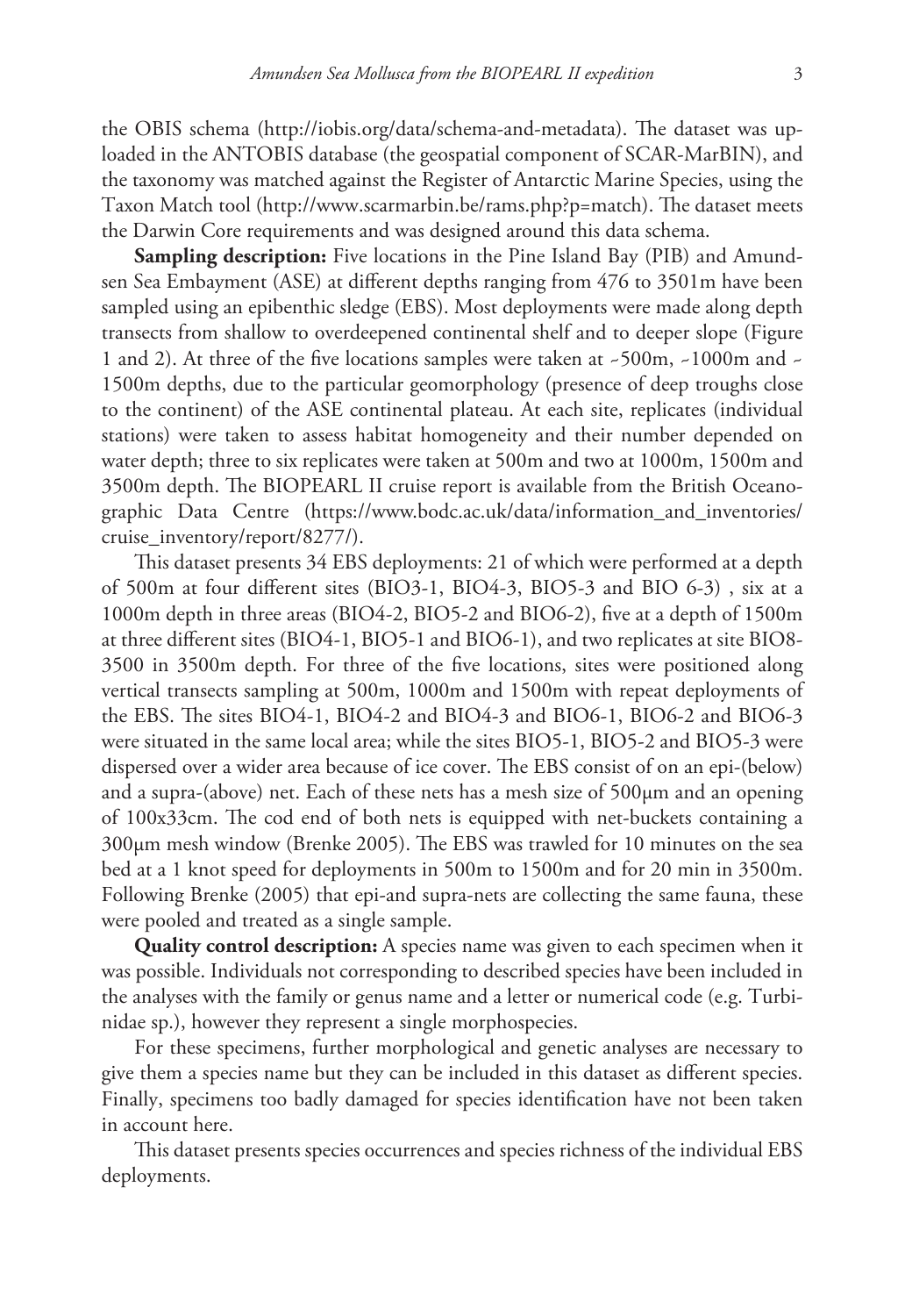the OBIS schema (http://iobis.org/data/schema-and-metadata). The dataset was uploaded in the ANTOBIS database (the geospatial component of SCAR-MarBIN), and the taxonomy was matched against the Register of Antarctic Marine Species, using the Taxon Match tool (http://www.scarmarbin.be/rams.php?p=match). The dataset meets the Darwin Core requirements and was designed around this data schema.

**Sampling description:** Five locations in the Pine Island Bay (PIB) and Amundsen Sea Embayment (ASE) at different depths ranging from 476 to 3501m have been sampled using an epibenthic sledge (EBS). Most deployments were made along depth transects from shallow to overdeepened continental shelf and to deeper slope (Figure 1 and 2). At three of the five locations samples were taken at ~500m, ~1000m and ~1500m depths, due to the particular geomorphology (presence of deep troughs close to the continent) of the ASE continental plateau. At each site, replicates (individual stations) were taken to assess habitat homogeneity and their number depended on water depth; three to six replicates were taken at 500m and two at 1000m, 1500m and 3500m depth. The BIOPEARL II cruise report is available from the British Oceanographic Data Centre (https://www.bodc.ac.uk/data/information_and_inventories/cruise_inventory/report/8277/).

This dataset presents 34 EBS deployments: 21 of which were performed at a depth of 500m at four different sites (BIO3-1, BIO4-3, BIO5-3 and BIO 6-3) , six at a 1000m depth in three areas (BIO4-2, BIO5-2 and BIO6-2), five at a depth of 1500m at three different sites (BIO4-1, BIO5-1 and BIO6-1), and two replicates at site BIO8-3500 in 3500m depth. For three of the five locations, sites were positioned along vertical transects sampling at 500m, 1000m and 1500m with repeat deployments of the EBS. The sites BIO4-1, BIO4-2 and BIO4-3 and BIO6-1, BIO6-2 and BIO6-3 were situated in the same local area; while the sites BIO5-1, BIO5-2 and BIO5-3 were dispersed over a wider area because of ice cover. The EBS consist of on an epi-(below) and a supra-(above) net. Each of these nets has a mesh size of 500µm and an opening of 100x33cm. The cod end of both nets is equipped with net-buckets containing a 300µm mesh window (Brenke 2005). The EBS was trawled for 10 minutes on the sea bed at a 1 knot speed for deployments in 500m to 1500m and for 20 min in 3500m. Following Brenke (2005) that epi-and supra-nets are collecting the same fauna, these were pooled and treated as a single sample.

**Quality control description:** A species name was given to each specimen when it was possible. Individuals not corresponding to described species have been included in the analyses with the family or genus name and a letter or numerical code (e.g. Turbinidae sp.), however they represent a single morphospecies.

For these specimens, further morphological and genetic analyses are necessary to give them a species name but they can be included in this dataset as different species. Finally, specimens too badly damaged for species identification have not been taken in account here.

This dataset presents species occurrences and species richness of the individual EBS deployments.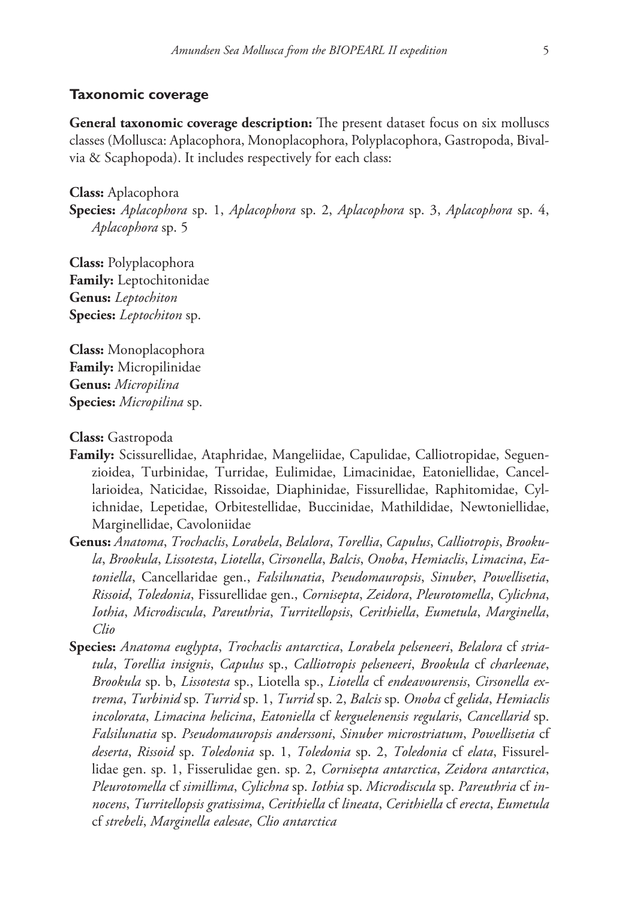## Taxonomic coverage

**General taxonomic coverage description:** The present dataset focus on six molluscs classes (Mollusca: Aplacophora, Monoplacophora, Polyplacophora, Gastropoda, Bivalvia & Scaphopoda). It includes respectively for each class:

**Class:** Aplacophora
**Species:** *Aplacophora* sp. 1, *Aplacophora* sp. 2, *Aplacophora* sp. 3, *Aplacophora* sp. 4, *Aplacophora* sp. 5

**Class:** Polyplacophora
**Family:** Leptochitonidae
**Genus:** *Leptochiton*
**Species:** *Leptochiton* sp.

**Class:** Monoplacophora
**Family:** Micropilinidae
**Genus:** *Micropilina*
**Species:** *Micropilina* sp.

**Class:** Gastropoda
**Family:** Scissurellidae, Ataphridae, Mangeliidae, Capulidae, Calliotropidae, Seguenzioidea, Turbinidae, Turridae, Eulimidae, Limacinidae, Eatoniellidae, Cancellarioidea, Naticidae, Rissoidae, Diaphinidae, Fissurellidae, Raphitomidae, Cylichnidae, Lepetidae, Orbitestellidae, Buccinidae, Mathildidae, Newtoniellidae, Marginellidae, Cavoloniidae
**Genus:** *Anatoma*, *Trochaclis*, *Lorabela*, *Belalora*, *Torellia*, *Capulus*, *Calliotropis*, *Brookula*, *Brookula*, *Lissotesta*, *Liotella*, *Cirsonella*, *Balcis*, *Onoba*, *Hemiaclis*, *Limacina*, *Eatoniella*, Cancellaridae gen., *Falsilunatia*, *Pseudomauropsis*, *Sinuber*, *Powellisetia*, *Rissoid*, *Toledonia*, Fissurellidae gen., *Cornisepta*, *Zeidora*, *Pleurotomella*, *Cylichna*, *Iothia*, *Microdiscula*, *Pareuthria*, *Turritellopsis*, *Cerithiella*, *Eumetula*, *Marginella*, *Clio*
**Species:** *Anatoma euglypta*, *Trochaclis antarctica*, *Lorabela pelseneeri*, *Belalora* cf *striatula*, *Torellia insignis*, *Capulus* sp., *Calliotropis pelseneeri*, *Brookula* cf *charleenae*, *Brookula* sp. b, *Lissotesta* sp., Liotella sp., *Liotella* cf *endeavourensis*, *Cirsonella extrema*, *Turbinid* sp. *Turrid* sp. 1, *Turrid* sp. 2, *Balcis* sp. *Onoba* cf *gelida*, *Hemiaclis incolorata*, *Limacina helicina*, *Eatoniella* cf *kerguelenensis regularis*, *Cancellarid* sp. *Falsilunatia* sp. *Pseudomauropsis anderssoni*, *Sinuber microstriatum*, *Powellisetia* cf *deserta*, *Rissoid* sp. *Toledonia* sp. 1, *Toledonia* sp. 2, *Toledonia* cf *elata*, Fissurellidae gen. sp. 1, Fisserulidae gen. sp. 2, *Cornisepta antarctica*, *Zeidora antarctica*, *Pleurotomella* cf *simillima*, *Cylichna* sp. *Iothia* sp. *Microdiscula* sp. *Pareuthria* cf *innocens*, *Turritellopsis gratissima*, *Cerithiella* cf *lineata*, *Cerithiella* cf *erecta*, *Eumetula* cf *strebeli*, *Marginella ealesae*, *Clio antarctica*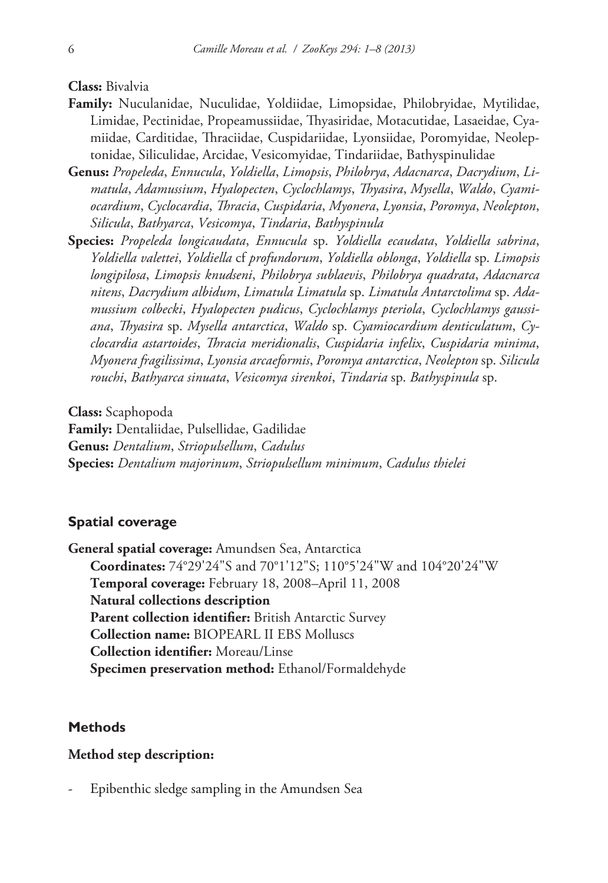**Class:** Bivalvia

**Family:** Nuculanidae, Nuculidae, Yoldiidae, Limopsidae, Philobryidae, Mytilidae, Limidae, Pectinidae, Propeamussiidae, Thyasiridae, Motacutidae, Lasaeidae, Cyamiidae, Carditidae, Thraciidae, Cuspidariidae, Lyonsiidae, Poromyidae, Neoleptonidae, Siliculidae, Arcidae, Vesicomyidae, Tindariidae, Bathyspinulidae

**Genus:** *Propeleda*, *Ennucula*, *Yoldiella*, *Limopsis*, *Philobrya*, *Adacnarca*, *Dacrydium*, *Limatula*, *Adamussium*, *Hyalopecten*, *Cyclochlamys*, *Thyasira*, *Mysella*, *Waldo*, *Cyamiocardium*, *Cyclocardia*, *Thracia*, *Cuspidaria*, *Myonera*, *Lyonsia*, *Poromya*, *Neolepton*, *Silicula*, *Bathyarca*, *Vesicomya*, *Tindaria*, *Bathyspinula*

**Species:** *Propeleda longicaudata*, *Ennucula* sp. *Yoldiella ecaudata*, *Yoldiella sabrina*, *Yoldiella valettei*, *Yoldiella* cf *profundorum*, *Yoldiella oblonga*, *Yoldiella* sp. *Limopsis longipilosa*, *Limopsis knudseni*, *Philobrya sublaevis*, *Philobrya quadrata*, *Adacnarca nitens*, *Dacrydium albidum*, *Limatula Limatula* sp. *Limatula Antarctolima* sp. *Adamussium colbecki*, *Hyalopecten pudicus*, *Cyclochlamys pteriola*, *Cyclochlamys gaussiana*, *Thyasira* sp. *Mysella antarctica*, *Waldo* sp. *Cyamiocardium denticulatum*, *Cyclocardia astartoides*, *Thracia meridionalis*, *Cuspidaria infelix*, *Cuspidaria minima*, *Myonera fragilissima*, *Lyonsia arcaeformis*, *Poromya antarctica*, *Neolepton* sp. *Silicula rouchi*, *Bathyarca sinuata*, *Vesicomya sirenkoi*, *Tindaria* sp. *Bathyspinula* sp.

**Class:** Scaphopoda

**Family:** Dentaliidae, Pulsellidae, Gadilidae

**Genus:** *Dentalium*, *Striopulsellum*, *Cadulus*

**Species:** *Dentalium majorinum*, *Striopulsellum minimum*, *Cadulus thielei*

## Spatial coverage

**General spatial coverage:** Amundsen Sea, Antarctica

- **Coordinates:** 74°29'24"S and 70°1'12"S; 110°5'24"W and 104°20'24"W
- **Temporal coverage:** February 18, 2008–April 11, 2008
- **Natural collections description**
- **Parent collection identifier:** British Antarctic Survey
- **Collection name:** BIOPEARL II EBS Molluscs
- **Collection identifier:** Moreau/Linse
- **Specimen preservation method:** Ethanol/Formaldehyde

## Methods

**Method step description:**

- Epibenthic sledge sampling in the Amundsen Sea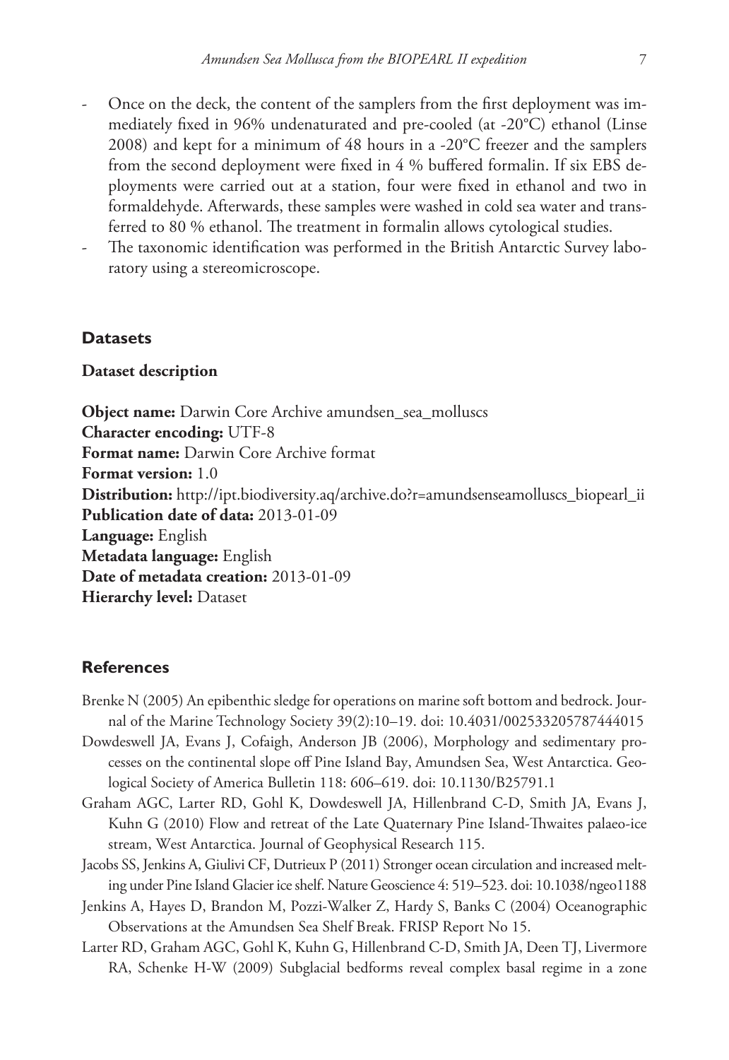- Once on the deck, the content of the samplers from the first deployment was immediately fixed in 96% undenaturated and pre-cooled (at -20°C) ethanol (Linse 2008) and kept for a minimum of 48 hours in a -20°C freezer and the samplers from the second deployment were fixed in 4 % buffered formalin. If six EBS deployments were carried out at a station, four were fixed in ethanol and two in formaldehyde. Afterwards, these samples were washed in cold sea water and transferred to 80 % ethanol. The treatment in formalin allows cytological studies.
- The taxonomic identification was performed in the British Antarctic Survey laboratory using a stereomicroscope.

## Datasets

### Dataset description

**Object name:** Darwin Core Archive amundsen_sea_molluscs
**Character encoding:** UTF-8
**Format name:** Darwin Core Archive format
**Format version:** 1.0
**Distribution:** http://ipt.biodiversity.aq/archive.do?r=amundsenseamolluscs_biopearl_ii
**Publication date of data:** 2013-01-09
**Language:** English
**Metadata language:** English
**Date of metadata creation:** 2013-01-09
**Hierarchy level:** Dataset

## References

Brenke N (2005) An epibenthic sledge for operations on marine soft bottom and bedrock. Journal of the Marine Technology Society 39(2):10–19. doi: 10.4031/002533205787444015

Dowdeswell JA, Evans J, Cofaigh, Anderson JB (2006), Morphology and sedimentary processes on the continental slope off Pine Island Bay, Amundsen Sea, West Antarctica. Geological Society of America Bulletin 118: 606–619. doi: 10.1130/B25791.1

Graham AGC, Larter RD, Gohl K, Dowdeswell JA, Hillenbrand C-D, Smith JA, Evans J, Kuhn G (2010) Flow and retreat of the Late Quaternary Pine Island-Thwaites palaeo-ice stream, West Antarctica. Journal of Geophysical Research 115.

Jacobs SS, Jenkins A, Giulivi CF, Dutrieux P (2011) Stronger ocean circulation and increased melting under Pine Island Glacier ice shelf. Nature Geoscience 4: 519–523. doi: 10.1038/ngeo1188

Jenkins A, Hayes D, Brandon M, Pozzi-Walker Z, Hardy S, Banks C (2004) Oceanographic Observations at the Amundsen Sea Shelf Break. FRISP Report No 15.

Larter RD, Graham AGC, Gohl K, Kuhn G, Hillenbrand C-D, Smith JA, Deen TJ, Livermore RA, Schenke H-W (2009) Subglacial bedforms reveal complex basal regime in a zone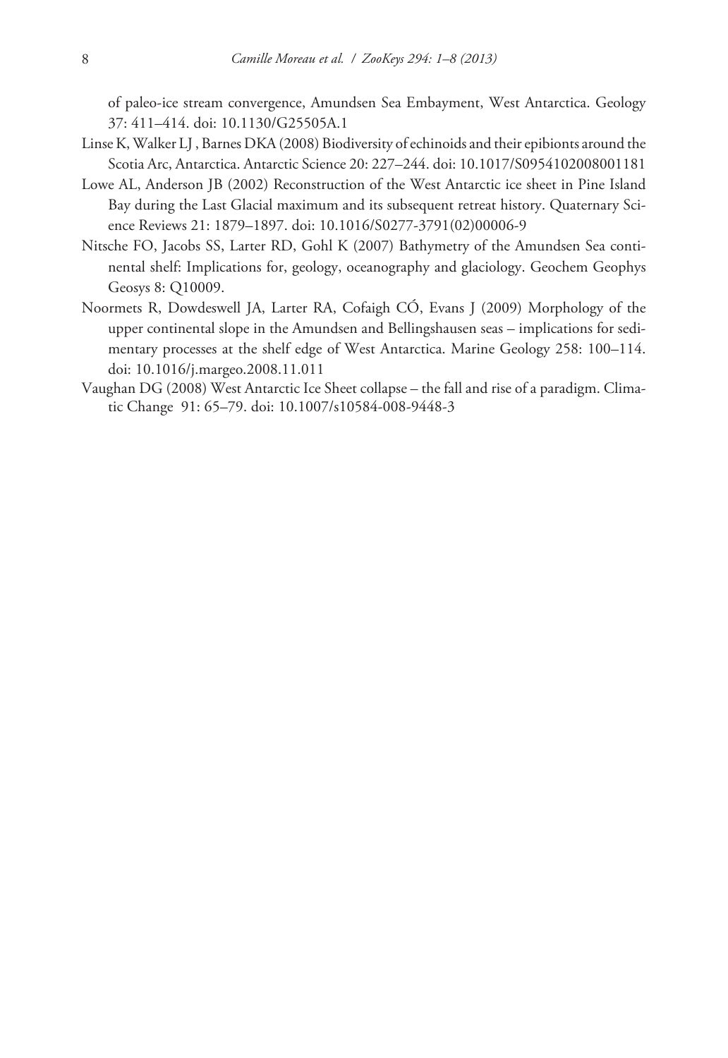of paleo-ice stream convergence, Amundsen Sea Embayment, West Antarctica. Geology 37: 411–414. doi: 10.1130/G25505A.1

Linse K, Walker LJ , Barnes DKA (2008) Biodiversity of echinoids and their epibionts around the Scotia Arc, Antarctica. Antarctic Science 20: 227–244. doi: 10.1017/S0954102008001181

Lowe AL, Anderson JB (2002) Reconstruction of the West Antarctic ice sheet in Pine Island Bay during the Last Glacial maximum and its subsequent retreat history. Quaternary Science Reviews 21: 1879–1897. doi: 10.1016/S0277-3791(02)00006-9

Nitsche FO, Jacobs SS, Larter RD, Gohl K (2007) Bathymetry of the Amundsen Sea continental shelf: Implications for, geology, oceanography and glaciology. Geochem Geophys Geosys 8: Q10009.

Noormets R, Dowdeswell JA, Larter RA, Cofaigh CÓ, Evans J (2009) Morphology of the upper continental slope in the Amundsen and Bellingshausen seas – implications for sedimentary processes at the shelf edge of West Antarctica. Marine Geology 258: 100–114. doi: 10.1016/j.margeo.2008.11.011

Vaughan DG (2008) West Antarctic Ice Sheet collapse – the fall and rise of a paradigm. Climatic Change 91: 65–79. doi: 10.1007/s10584-008-9448-3